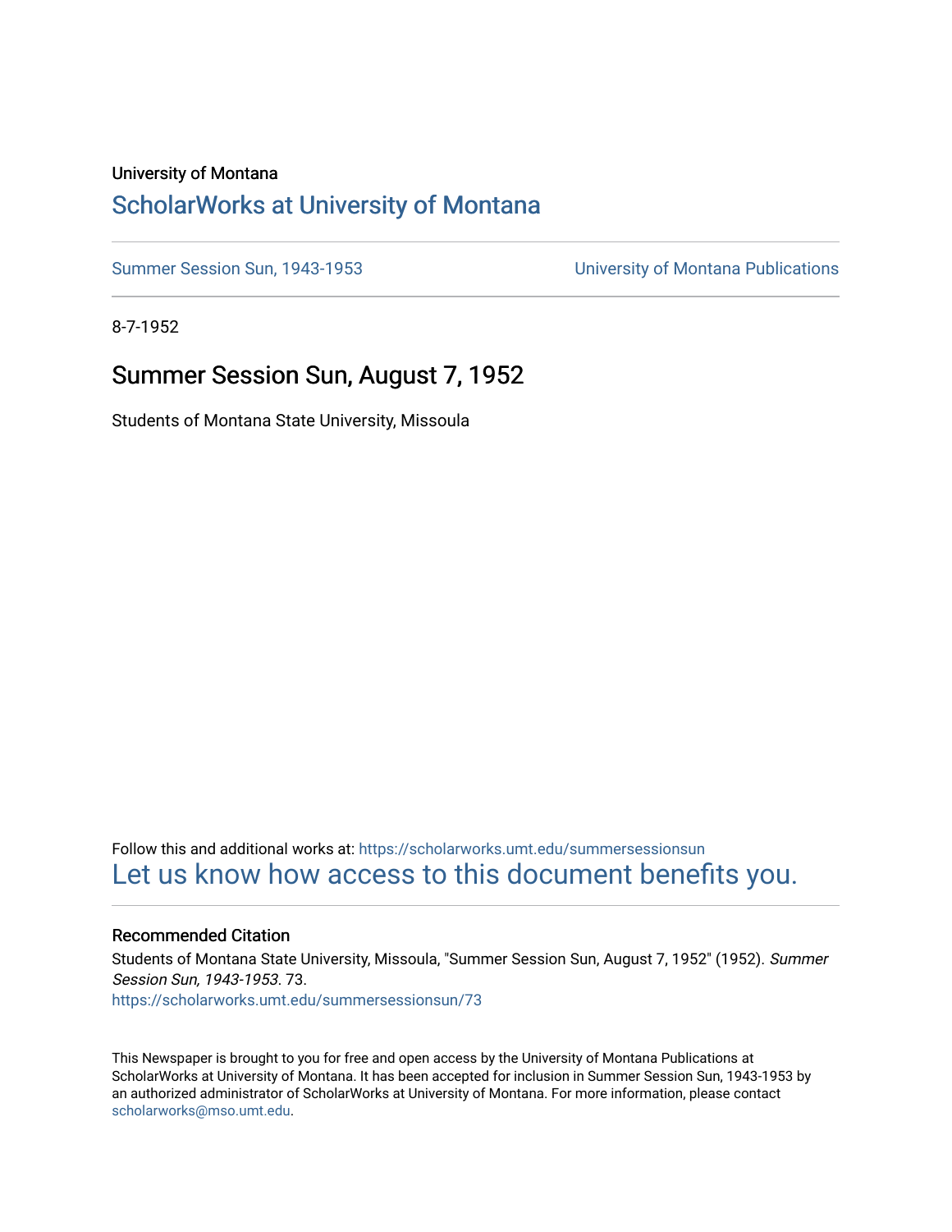University of Montana

# ScholarWorks at University of Montana

Summer Session Sun, 1943-1953 | University of Montana Publications

8-7-1952

## Summer Session Sun, August 7, 1952

Students of Montana State University, Missoula

Follow this and additional works at: https://scholarworks.umt.edu/summersessionsun

Let us know how access to this document benefits you.

### Recommended Citation

Students of Montana State University, Missoula, "Summer Session Sun, August 7, 1952" (1952). *Summer Session Sun, 1943-1953*. 73.
https://scholarworks.umt.edu/summersessionsun/73

This Newspaper is brought to you for free and open access by the University of Montana Publications at ScholarWorks at University of Montana. It has been accepted for inclusion in Summer Session Sun, 1943-1953 by an authorized administrator of ScholarWorks at University of Montana. For more information, please contact scholarworks@mso.umt.edu.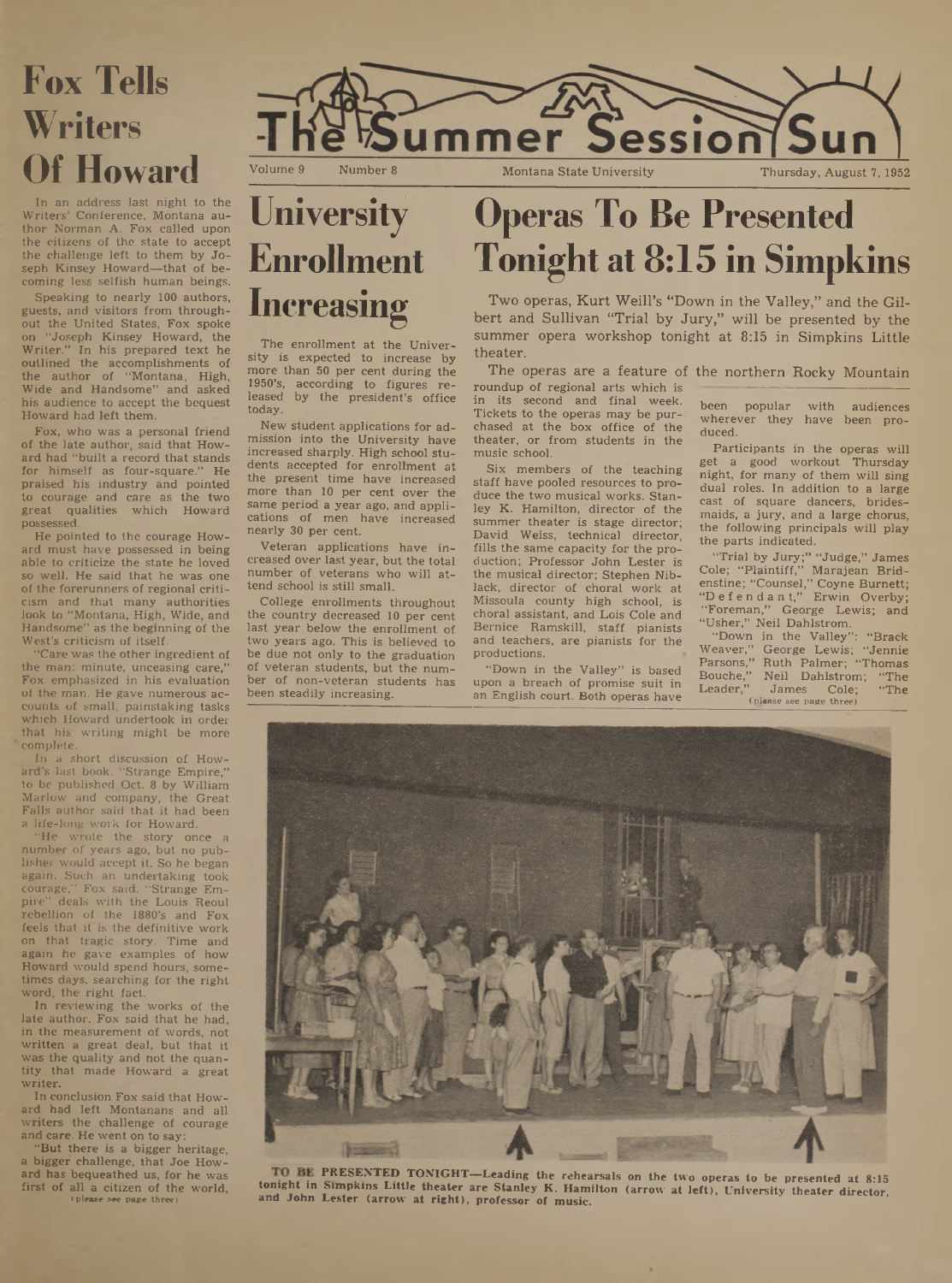# The Summer Session Sun

Volume 9 Number 8 Montana State University Thursday, August 7, 1952

## Fox Tells Writers Of Howard

In an address last night to the Writers' Conference, Montana author Norman A. Fox called upon the citizens of the state to accept the challenge left to them by Joseph Kinsey Howard—that of becoming less selfish human beings.

Speaking to nearly 100 authors, guests, and visitors from throughout the United States, Fox spoke on "Joseph Kinsey Howard, the Writer." In his prepared text he outlined the accomplishments of the author of "Montana, High, Wide and Handsome" and asked his audience to accept the bequest Howard had left them.

Fox, who was a personal friend of the late author, said that Howard had "built a record that stands for himself as four-square." He praised his industry and pointed to courage and care as the two great qualities which Howard possessed.

He pointed to the courage Howard must have possessed in being able to criticize the state he loved so well. He said that he was one of the forerunners of regional criticism and that many authorities look to "Montana, High, Wide, and Handsome" as the beginning of the West's criticism of itself.

"Care was the other ingredient of the man: minute, unceasing care," Fox emphasized in his evaluation of the man. He gave numerous accounts of small, painstaking tasks which Howard undertook in order that his writing might be more complete.

In a short discussion of Howard's last book, "Strange Empire," to be published Oct. 8 by William Marlow and company, the Great Falls author said that it had been a life-long work for Howard.

"He wrote the story once a number of years ago, but no publisher would accept it. So he began again. Such an undertaking took courage," Fox said. "Strange Empire" deals with the Louis Reoul rebellion of the 1880's and Fox feels that it is the definitive work on that tragic story. Time and again he gave examples of how Howard would spend hours, sometimes days, searching for the right word, the right fact.

In reviewing the works of the late author, Fox said that he had, in the measurement of words, not written a great deal, but that it was the quality and not the quantity that made Howard a great writer.

In conclusion Fox said that Howard had left Montanans and all writers the challenge of courage and care. He went on to say:

"But there is a bigger heritage, a bigger challenge, that Joe Howard has bequeathed us, for he was first of all a citizen of the world,

(please see page three)

## University Enrollment Increasing

The enrollment at the University is expected to increase by more than 50 per cent during the 1950's, according to figures released by the president's office today.

New student applications for admission into the University have increased sharply. High school students accepted for enrollment at the present time have increased more than 10 per cent over the same period a year ago, and applications of men have increased nearly 30 per cent.

Veteran applications have increased over last year, but the total number of veterans who will attend school is still small.

College enrollments throughout the country decreased 10 per cent last year below the enrollment of two years ago. This is believed to be due not only to the graduation of veteran students, but the number of non-veteran students has been steadily increasing.

## Operas To Be Presented Tonight at 8:15 in Simpkins

Two operas, Kurt Weill's "Down in the Valley," and the Gilbert and Sullivan "Trial by Jury," will be presented by the summer opera workshop tonight at 8:15 in Simpkins Little theater.

The operas are a feature of the northern Rocky Mountain roundup of regional arts which is in its second and final week. Tickets to the operas may be purchased at the box office of the theater, or from students in the music school.

Six members of the teaching staff have pooled resources to produce the two musical works. Stanley K. Hamilton, director of the summer theater is stage director; David Weiss, technical director, fills the same capacity for the production; Professor John Lester is the musical director; Stephen Niblack, director of choral work at Missoula county high school, is choral assistant, and Lois Cole and Bernice Ramskill, staff pianists and teachers, are pianists for the productions.

"Down in the Valley" is based upon a breach of promise suit in an English court. Both operas have been popular with audiences wherever they have been produced.

Participants in the operas will get a good workout Thursday night, for many of them will sing dual roles. In addition to a large cast of square dancers, bridesmaids, a jury, and a large chorus, the following principals will play the parts indicated.

"Trial by Jury;" "Judge," James Cole; "Plaintiff," Marajean Bridenstine; "Counsel," Coyne Burnett; "Defendant," Erwin Overby; "Foreman," George Lewis; and "Usher," Neil Dahlstrom.

"Down in the Valley": "Brack Weaver," George Lewis; "Jennie Parsons," Ruth Palmer; "Thomas Bouche," Neil Dahlstrom; "The Leader," James Cole; "The

(please see page three)

**TO BE PRESENTED TONIGHT**—Leading the rehearsals on the two operas to be presented at 8:15 tonight in Simpkins Little theater are Stanley K. Hamilton (arrow at left), University theater director, and John Lester (arrow at right), professor of music.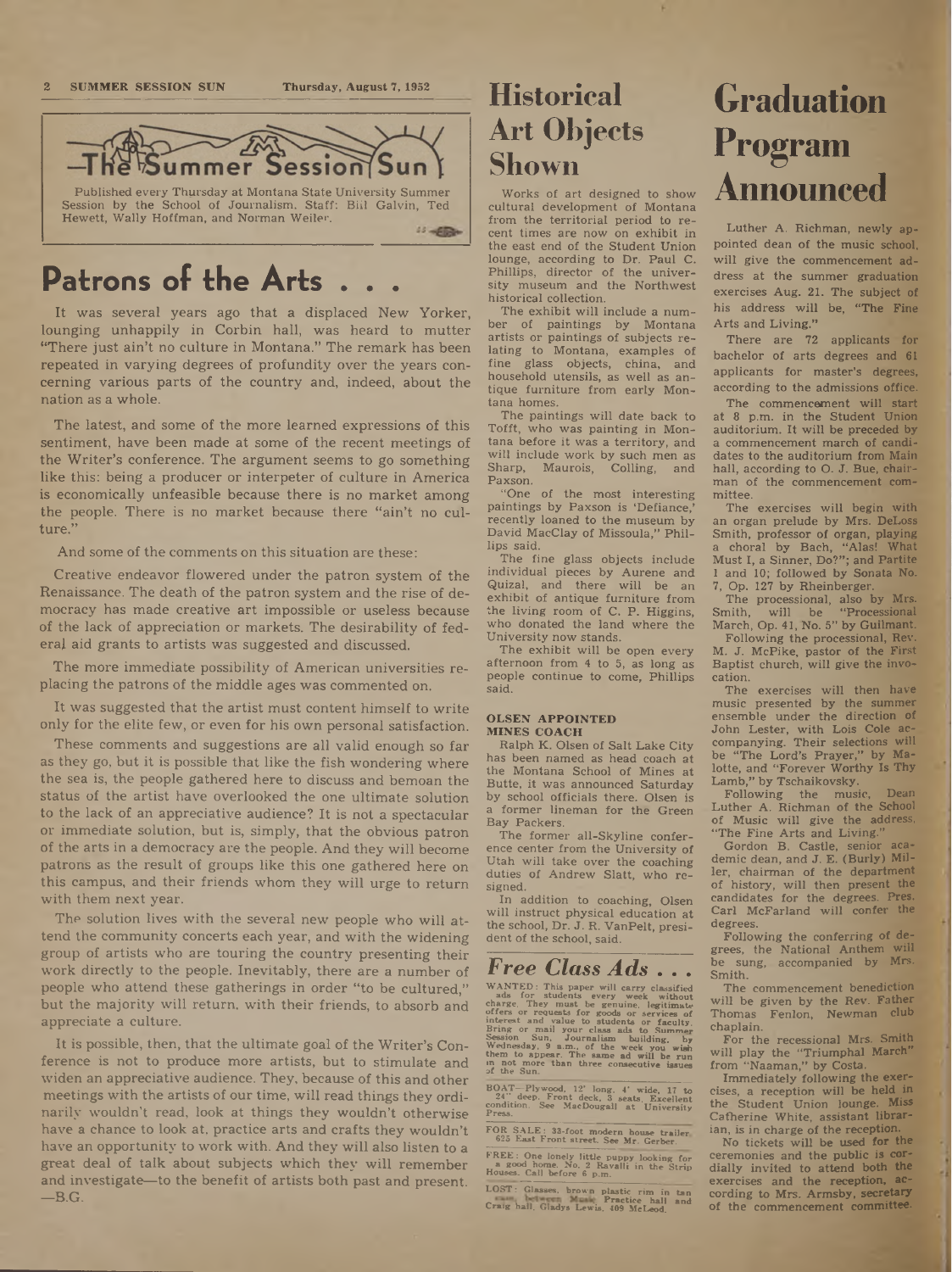# The Summer Session Sun

Published every Thursday at Montana State University Summer Session by the School of Journalism. Staff: Bill Galvin, Ted Hewett, Wally Hoffman, and Norman Weiler.

## Patrons of the Arts . . .

It was several years ago that a displaced New Yorker, lounging unhappily in Corbin hall, was heard to mutter "There just ain't no culture in Montana." The remark has been repeated in varying degrees of profundity over the years concerning various parts of the country and, indeed, about the nation as a whole.

The latest, and some of the more learned expressions of this sentiment, have been made at some of the recent meetings of the Writer's conference. The argument seems to go something like this: being a producer or interpeter of culture in America is economically unfeasible because there is no market among the people. There is no market because there "ain't no culture."

And some of the comments on this situation are these:

Creative endeavor flowered under the patron system of the Renaissance. The death of the patron system and the rise of democracy has made creative art impossible or useless because of the lack of appreciation or markets. The desirability of federal aid grants to artists was suggested and discussed.

The more immediate possibility of American universities replacing the patrons of the middle ages was commented on.

It was suggested that the artist must content himself to write only for the elite few, or even for his own personal satisfaction.

These comments and suggestions are all valid enough so far as they go, but it is possible that like the fish wondering where the sea is, the people gathered here to discuss and bemoan the status of the artist have overlooked the one ultimate solution to the lack of an appreciative audience? It is not a spectacular or immediate solution, but is, simply, that the obvious patron of the arts in a democracy are the people. And they will become patrons as the result of groups like this one gathered here on this campus, and their friends whom they will urge to return with them next year.

The solution lives with the several new people who will attend the community concerts each year, and with the widening group of artists who are touring the country presenting their work directly to the people. Inevitably, there are a number of people who attend these gatherings in order "to be cultured," but the majority will return, with their friends, to absorb and appreciate a culture.

It is possible, then, that the ultimate goal of the Writer's Conference is not to produce more artists, but to stimulate and widen an appreciative audience. They, because of this and other meetings with the artists of our time, will read things they ordinarily wouldn't read, look at things they wouldn't otherwise have a chance to look at, practice arts and crafts they wouldn't have an opportunity to work with. And they will also listen to a great deal of talk about subjects which they will remember and investigate—to the benefit of artists both past and present. —B.G.

# Historical Art Objects Shown

Works of art designed to show cultural development of Montana from the territorial period to recent times are now on exhibit in the east end of the Student Union lounge, according to Dr. Paul C. Phillips, director of the university museum and the Northwest historical collection.

The exhibit will include a number of paintings by Montana artists or paintings of subjects relating to Montana, examples of fine glass objects, china, and household utensils, as well as antique furniture from early Montana homes.

The paintings will date back to Tofft, who was painting in Montana before it was a territory, and will include work by such men as Sharp, Maurois, Colling, and Paxson.

"One of the most interesting paintings by Paxson is 'Defiance,' recently loaned to the museum by David MacClay of Missoula," Phillips said.

The fine glass objects include individual pieces by Aurene and Quizal, and there will be an exhibit of antique furniture from the living room of C. P. Higgins, who donated the land where the University now stands.

The exhibit will be open every afternoon from 4 to 5, as long as people continue to come, Phillips said.

### OLSEN APPOINTED MINES COACH

Ralph K. Olsen of Salt Lake City has been named as head coach at the Montana School of Mines at Butte, it was announced Saturday by school officials there. Olsen is a former lineman for the Green Bay Packers.

The former all-Skyline conference center from the University of Utah will take over the coaching duties of Andrew Slatt, who resigned.

In addition to coaching, Olsen will instruct physical education at the school, Dr. J. R. VanPelt, president of the school, said.

## *Free Class Ads . . .*

WANTED: This paper will carry classified ads for students every week without charge. They must be genuine, legitimate offers or requests for goods or services of interest and value to students or faculty. Bring or mail your class ads to Summer Session Sun, Journalism building, by Wednesday, 9 a.m., of the week you wish them to appear. The same ad will be run in not more than three consecutive issues of the Sun.

BOAT—Plywood, 12' long, 4' wide, 17 to 24" deep. Front deck, 3 seats. Excellent condition. See MacDougall at University Press.

FOR SALE: 33-foot modern house trailer. 625 East Front street. See Mr. Gerber.

FREE: One lonely little puppy looking for a good home. No. 2 Ravalli in the Strip Houses. Call before 6 p.m.

LOST: Glasses, brown plastic rim in tan case, between Music Practice hall and Craig hall. Gladys Lewis, 409 McLeod.

# Graduation Program Announced

Luther A. Richman, newly appointed dean of the music school, will give the commencement address at the summer graduation exercises Aug. 21. The subject of his address will be, "The Fine Arts and Living."

There are 72 applicants for bachelor of arts degrees and 61 applicants for master's degrees, according to the admissions office.

The commencement will start at 8 p.m. in the Student Union auditorium. It will be preceded by a commencement march of candidates to the auditorium from Main hall, according to O. J. Bue, chairman of the commencement committee.

The exercises will begin with an organ prelude by Mrs. DeLoss Smith, professor of organ, playing a choral by Bach, "Alas! What Must I, a Sinner, Do?"; and Partite 1 and 10; followed by Sonata No. 7, Op. 127 by Rheinberger.

The processional, also by Mrs. Smith, will be "Processional March, Op. 41, No. 5" by Guilmant.

Following the processional, Rev. M. J. McPike, pastor of the First Baptist church, will give the invocation.

The exercises will then have music presented by the summer ensemble under the direction of John Lester, with Lois Cole accompanying. Their selections will be "The Lord's Prayer," by Malotte, and "Forever Worthy Is Thy Lamb," by Tschaikovsky.

Following the music, Dean Luther A. Richman of the School of Music will give the address, "The Fine Arts and Living."

Gordon B. Castle, senior academic dean, and J. E. (Burly) Miller, chairman of the department of history, will then present the candidates for the degrees. Pres. Carl McFarland will confer the degrees.

Following the conferring of degrees, the National Anthem will be sung, accompanied by Mrs. Smith.

The commencement benediction will be given by the Rev. Father Thomas Fenlon, Newman club chaplain.

For the recessional Mrs. Smith will play the "Triumphal March" from "Naaman," by Costa.

Immediately following the exercises, a reception will be held in the Student Union lounge. Miss Catherine White, assistant librarian, is in charge of the reception.

No tickets will be used for the ceremonies and the public is cordially invited to attend both the exercises and the reception, according to Mrs. Armsby, secretary of the commencement committee.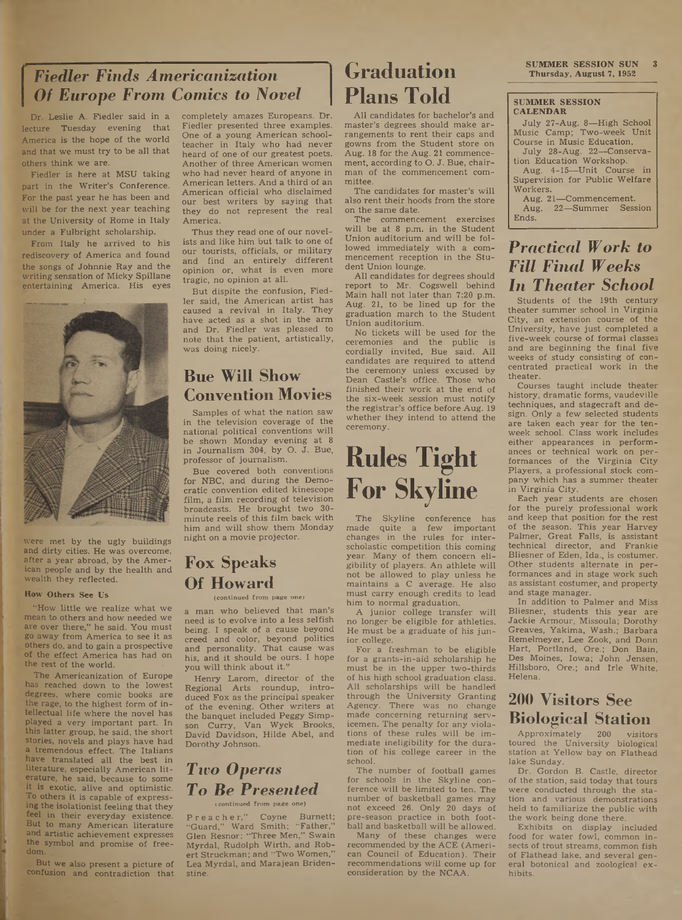## *Fiedler Finds Americanization Of Europe From Comics to Novel*

Dr. Leslie A. Fiedler said in a lecture Tuesday evening that America is the hope of the world and that we must try to be all that others think we are.

Fiedler is here at MSU taking part in the Writer's Conference. For the past year he has been and will be for the next year teaching at the University of Rome in Italy under a Fulbright scholarship.

From Italy he arrived to his rediscovery of America and found the songs of Johnnie Ray and the writing sensation of Micky Spillane entertaining America. His eyes were met by the ugly buildings and dirty cities. He was overcome, after a year abroad, by the American people and by the health and wealth they reflected.

### How Others See Us

"How little we realize what we mean to others and how needed we are over there," he said. You must go away from America to see it as others do, and to gain a prospective of the effect America has had on the rest of the world.

The Americanization of Europe has reached down to the lowest degrees, where comic books are the rage, to the highest form of intellectual life where the novel has played a very important part. In this latter group, he said, the short stories, novels and plays have had a tremendous effect. The Italians have translated all the best in literature, especially American literature, he said, because to some it is exotic, alive and optimistic. To others it is capable of expressing the isolationist feeling that they feel in their everyday existence. But to many American literature and artistic achievement expresses the symbol and promise of freedom.

But we also present a picture of confusion and contradiction that completely amazes Europeans. Dr. Fiedler presented three examples. One of a young American schoolteacher in Italy who had never heard of one of our greatest poets. Another of three American women who had never heard of anyone in American letters. And a third of an American official who disclaimed our best writers by saying that they do not represent the real America.

Thus they read one of our novelists and like him but talk to one of our tourists, officials, or military and find an entirely different opinion or, what is even more tragic, no opinion at all.

But dispite the confusion, Fiedler said, the American artist has caused a revival in Italy. They have acted as a shot in the arm and Dr. Fiedler was pleased to note that the patient, artistically, was doing nicely.

## Bue Will Show Convention Movies

Samples of what the nation saw in the television coverage of the national political conventions will be shown Monday evening at 8 in Journalism 304, by O. J. Bue, professor of journalism.

Bue covered both conventions for NBC, and during the Democratic convention edited kinescope film, a film recording of television broadcasts. He brought two 30-minute reels of this film back with him and will show them Monday night on a movie projector.

## Fox Speaks Of Howard

(continued from page one)

a man who believed that man's need is to evolve into a less selfish being. I speak of a cause beyond creed and color, beyond politics and personality. That cause was his, and it should be ours. I hope you will think about it."

Henry Larom, director of the Regional Arts roundup, introduced Fox as the principal speaker of the evening. Other writers at the banquet included Peggy Simpson Curry, Van Wyck Brooks, David Davidson, Hilde Abel, and Dorothy Johnson.

## *Two Operas To Be Presented*

(continued from page one)

Preacher," Coyne Burnett; "Guard," Ward Smith; "Father," Glen Resnor; "Three Men," Swain Myrdal, Rudolph Wirth, and Robert Struckman; and "Two Women," Lea Myrdal, and Marajean Bridenstine.

## Graduation Plans Told

All candidates for bachelor's and master's degrees should make arrangements to rent their caps and gowns from the Student store on Aug. 18 for the Aug. 21 commencement, according to O. J. Bue, chairman of the commencement committee.

The candidates for master's will also rent their hoods from the store on the same date.

The commencement exercises will be at 8 p.m. in the Student Union auditorium and will be followed immediately with a commencement reception in the Student Union lounge.

All candidates for degrees should report to Mr. Cogswell behind Main hall not later than 7:20 p.m. Aug. 21, to be lined up for the graduation march to the Student Union auditorium.

No tickets will be used for the ceremonies and the public is cordially invited, Bue said. All candidates are required to attend the ceremony unless excused by Dean Castle's office. Those who finished their work at the end of the six-week session must notify the registrar's office before Aug. 19 whether they intend to attend the ceremony.

## Rules Tight For Skyline

The Skyline conference has made quite a few important changes in the rules for interscholastic competition this coming year. Many of them concern eligibility of players. An athlete will not be allowed to play unless he maintains a C average. He also must carry enough credits to lead him to normal graduation.

A junior college transfer will no longer be eligible for athletics. He must be a graduate of his junior college.

For a freshman to be eligible for a grants-in-aid scholarship he must be in the upper two-thirds of his high school graduation class. All scholarships will be handled through the University Granting Agency. There was no change made concerning returning servicemen. The penalty for any violations of these rules will be immediate ineligibility for the duration of his college career in the school.

The number of football games for schools in the Skyline conference will be limited to ten. The number of basketball games may not exceed 26. Only 20 days of pre-season practice in both football and basketball will be allowed.

Many of these changes were recommended by the ACE (American Council of Education). Their recommendations will come up for consideration by the NCAA.

### SUMMER SESSION CALENDAR

July 27-Aug. 8—High School Music Camp; Two-week Unit Course in Music Education.
July 28-Aug. 22—Conservation Education Workshop.
Aug. 4-15—Unit Course in Supervision for Public Welfare Workers.
Aug. 21—Commencement.
Aug. 22—Summer Session Ends.

## *Practical Work to Fill Final Weeks In Theater School*

Students of the 19th century theater summer school in Virginia City, an extension course of the University, have just completed a five-week course of formal classes and are beginning the final five weeks of study consisting of concentrated practical work in the theater.

Courses taught include theater history, dramatic forms, vaudeville techniques, and stagecraft and design. Only a few selected students are taken each year for the ten-week school. Class work includes either appearances in performances or technical work on performances of the Virginia City Players, a professional stock company which has a summer theater in Virginia City.

Each year students are chosen for the purely professional work and keep that position for the rest of the season. This year Harvey Palmer, Great Falls, is assistant technical director, and Frankie Bliesner of Eden, Ida., is costumer. Other students alternate in performances and in stage work such as assistant costumer, and property and stage manager.

In addition to Palmer and Miss Bliesner, students this year are Jackie Armour, Missoula; Dorothy Greaves, Yakima, Wash.; Barbara Remelmeyer, Lee Zook, and Donn Hart, Portland, Ore.; Don Bain, Des Moines, Iowa; John Jensen, Hillsboro, Ore.; and Irle White, Helena.

## 200 Visitors See Biological Station

Approximately 200 visitors toured the University biological station at Yellow bay on Flathead lake Sunday.

Dr. Gordon B. Castle, director of the station, said today that tours were conducted through the station and various demonstrations held to familiarize the public with the work being done there.

Exhibits on display included food for water fowl, common insects of trout streams, common fish of Flathead lake, and several general botonical and zoological exhibits.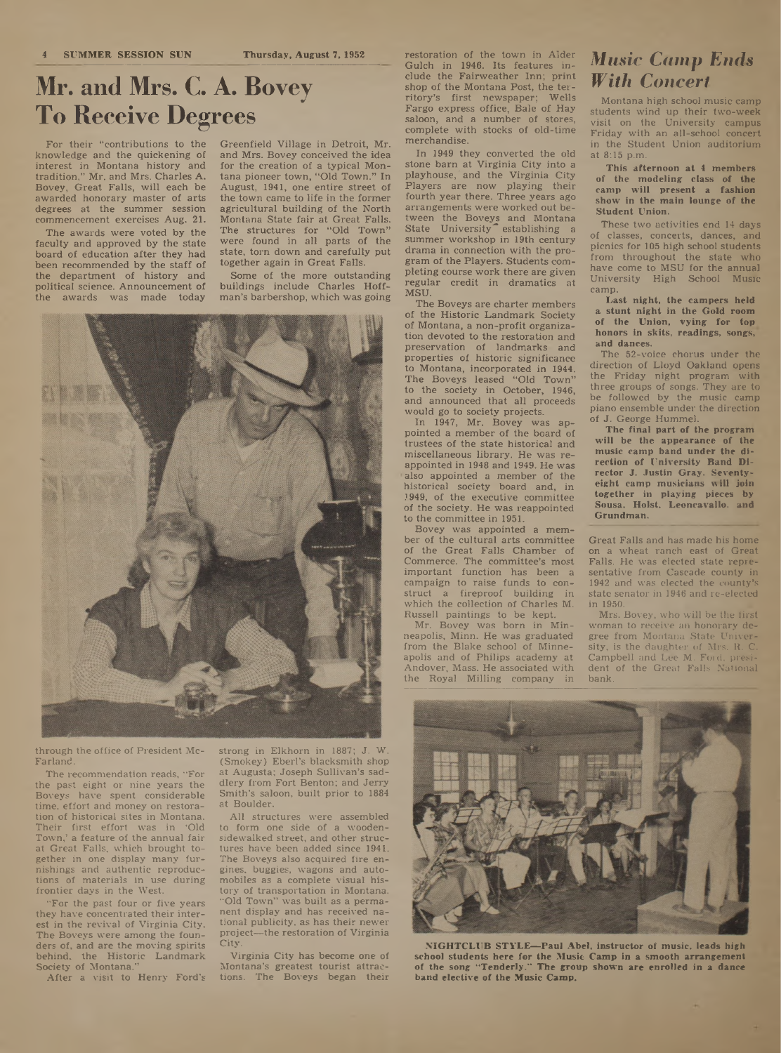# Mr. and Mrs. C. A. Bovey To Receive Degrees

For their "contributions to the knowledge and the quickening of interest in Montana history and tradition," Mr. and Mrs. Charles A. Bovey, Great Falls, will each be awarded honorary master of arts degrees at the summer session commencement exercises Aug. 21.

The awards were voted by the faculty and approved by the state board of education after they had been recommended by the staff of the department of history and political science. Announcement of the awards was made today through the office of President McFarland.

The recommendation reads, "For the past eight or nine years the Boveys have spent considerable time, effort and money on restoration of historical sites in Montana. Their first effort was in 'Old Town,' a feature of the annual fair at Great Falls, which brought together in one display many furnishings and authentic reproductions of materials in use during frontier days in the West.

"For the past four or five years they have concentrated their interest in the revival of Virginia City. The Boveys were among the founders of, and are the moving spirits behind, the Historic Landmark Society of Montana."

After a visit to Henry Ford's Greenfield Village in Detroit, Mr. and Mrs. Bovey conceived the idea for the creation of a typical Montana pioneer town, "Old Town." In August, 1941, one entire street of the town came to life in the former agricultural building of the North Montana State fair at Great Falls. The structures for "Old Town" were found in all parts of the state, torn down and carefully put together again in Great Falls.

Some of the more outstanding buildings include Charles Hoffman's barbershop, which was going strong in Elkhorn in 1887; J. W. (Smokey) Eberl's blacksmith shop at Augusta; Joseph Sullivan's saddlery from Fort Benton; and Jerry Smith's saloon, built prior to 1884 at Boulder.

All structures were assembled to form one side of a wooden-sidewalked street, and other structures have been added since 1941. The Boveys also acquired fire engines, buggies, wagons and automobiles as a complete visual history of transportation in Montana. "Old Town" was built as a permanent display and has received national publicity, as has their newer project—the restoration of Virginia City.

Virginia City has become one of Montana's greatest tourist attractions. The Boveys began their restoration of the town in Alder Gulch in 1946. Its features include the Fairweather Inn; print shop of the Montana Post, the territory's first newspaper; Wells Fargo express office, Bale of Hay saloon, and a number of stores, complete with stocks of old-time merchandise.

In 1949 they converted the old stone barn at Virginia City into a playhouse, and the Virginia City Players are now playing their fourth year there. Three years ago arrangements were worked out between the Boveys and Montana State University establishing a summer workshop in 19th century drama in connection with the program of the Players. Students completing course work there are given regular credit in dramatics at MSU.

The Boveys are charter members of the Historic Landmark Society of Montana, a non-profit organization devoted to the restoration and preservation of landmarks and properties of historic significance to Montana, incorporated in 1944. The Boveys leased "Old Town" to the society in October, 1946, and announced that all proceeds would go to society projects.

In 1947, Mr. Bovey was appointed a member of the board of trustees of the state historical and miscellaneous library. He was reappointed in 1948 and 1949. He was also appointed a member of the historical society board and, in 1949, of the executive committee of the society. He was reappointed to the committee in 1951.

Bovey was appointed a member of the cultural arts committee of the Great Falls Chamber of Commerce. The committee's most important function has been a campaign to raise funds to construct a fireproof building in which the collection of Charles M. Russell paintings to be kept.

Mr. Bovey was born in Minneapolis, Minn. He was graduated from the Blake school of Minneapolis and of Philips academy at Andover, Mass. He associated with the Royal Milling company in Great Falls and has made his home on a wheat ranch east of Great Falls. He was elected state representative from Cascade county in 1942 and was elected the county's state senator in 1946 and re-elected in 1950.

Mrs. Bovey, who will be the first woman to receive an honorary degree from Montana State University, is the daughter of Mrs. R. C. Campbell and Lee M. Ford, president of the Great Falls National bank.

## *Music Camp Ends With Concert*

Montana high school music camp students wind up their two-week visit on the University campus Friday with an all-school concert in the Student Union auditorium at 8:15 p.m.

**This afternoon at 4 members of the modeling class of the camp will present a fashion show in the main lounge of the Student Union.**

These two activities end 14 days of classes, concerts, dances, and picnics for 105 high school students from throughout the state who have come to MSU for the annual University High School Music camp.

**Last night, the campers held a stunt night in the Gold room of the Union, vying for top honors in skits, readings, songs, and dances.**

The 52-voice chorus under the direction of Lloyd Oakland opens the Friday night program with three groups of songs. They are to be followed by the music camp piano ensemble under the direction of J. George Hummel.

**The final part of the program will be the appearance of the music camp band under the direction of University Band Director J. Justin Gray. Seventy-eight camp musicians will join together in playing pieces by Sousa, Holst, Leoncavallo, and Grundman.**

**NIGHTCLUB STYLE—Paul Abel, instructor of music, leads high school students here for the Music Camp in a smooth arrangement of the song "Tenderly." The group shown are enrolled in a dance band elective of the Music Camp.**